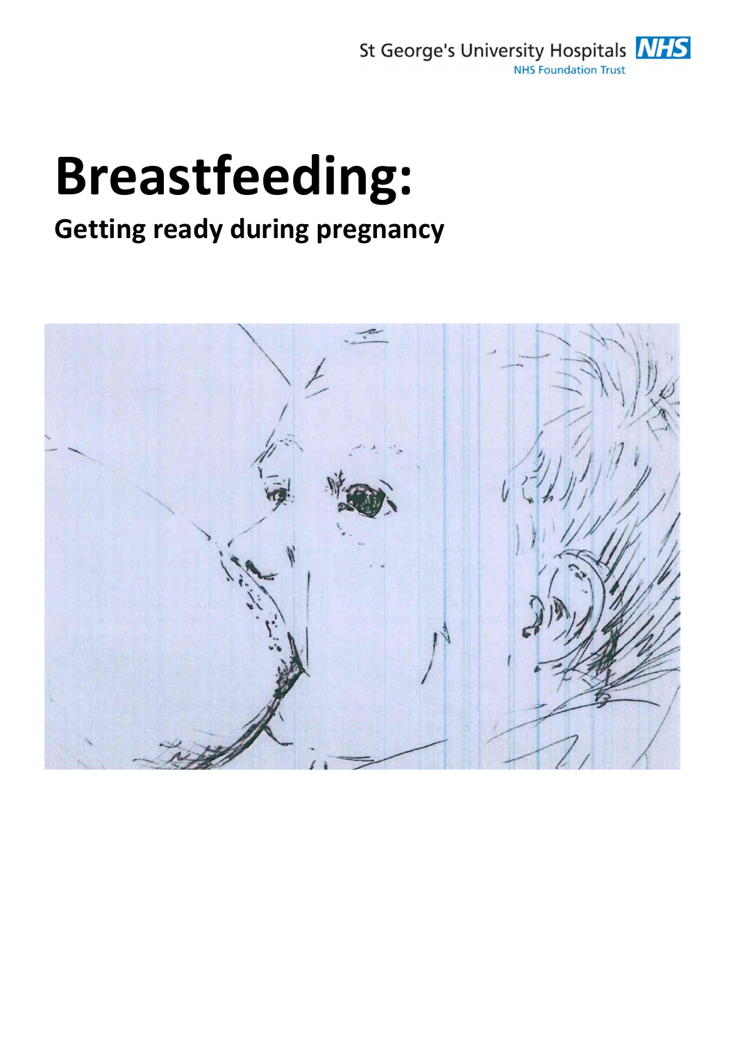St George's University Hospitals NHS Foundation Trust

# Breastfeeding:

## Getting ready during pregnancy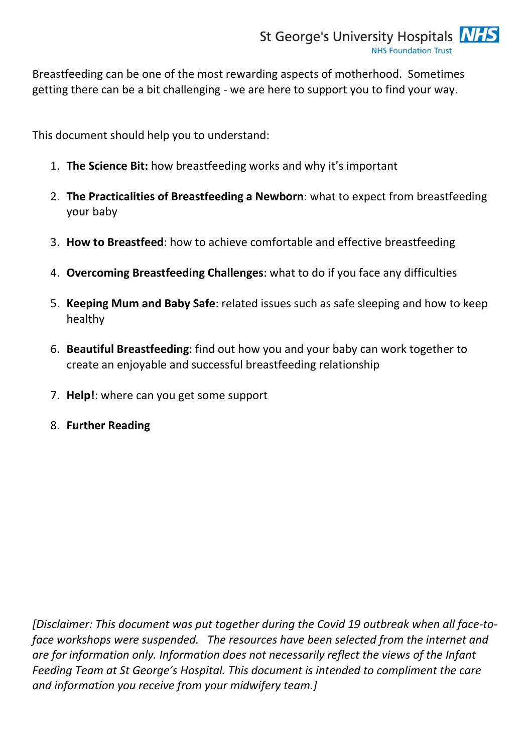Breastfeeding can be one of the most rewarding aspects of motherhood. Sometimes getting there can be a bit challenging - we are here to support you to find your way.

This document should help you to understand:

1. **The Science Bit:** how breastfeeding works and why it's important
2. **The Practicalities of Breastfeeding a Newborn**: what to expect from breastfeeding your baby
3. **How to Breastfeed**: how to achieve comfortable and effective breastfeeding
4. **Overcoming Breastfeeding Challenges**: what to do if you face any difficulties
5. **Keeping Mum and Baby Safe**: related issues such as safe sleeping and how to keep healthy
6. **Beautiful Breastfeeding**: find out how you and your baby can work together to create an enjoyable and successful breastfeeding relationship
7. **Help!**: where can you get some support
8. **Further Reading**

*[Disclaimer: This document was put together during the Covid 19 outbreak when all face-to-face workshops were suspended. The resources have been selected from the internet and are for information only. Information does not necessarily reflect the views of the Infant Feeding Team at St George's Hospital. This document is intended to compliment the care and information you receive from your midwifery team.]*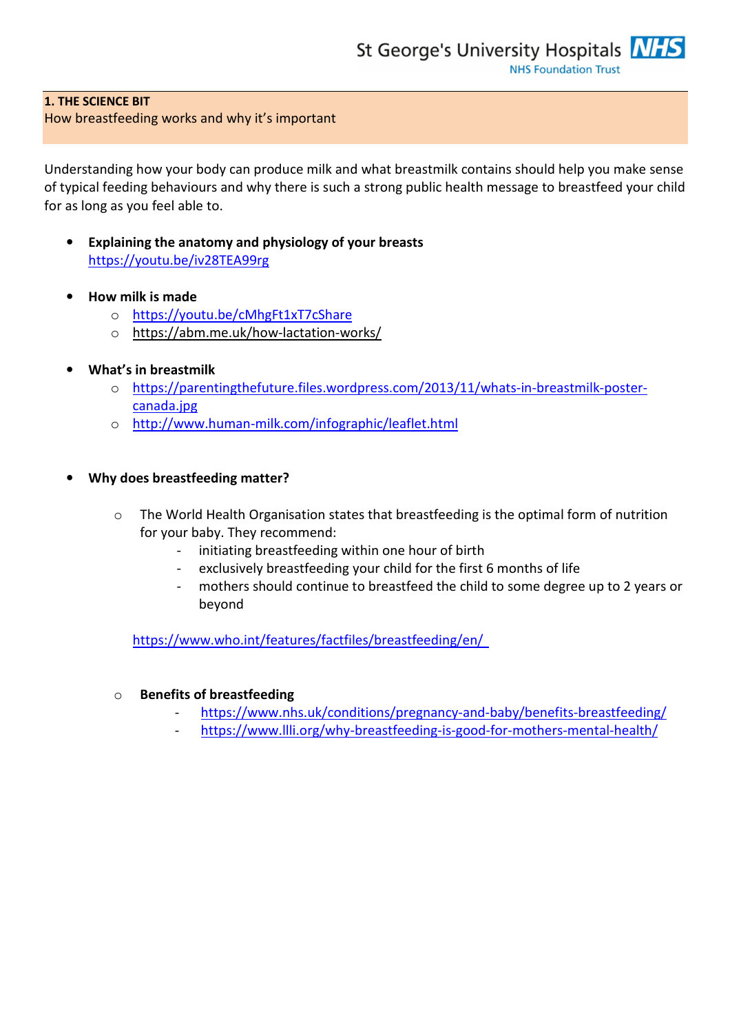## 1. THE SCIENCE BIT

How breastfeeding works and why it's important

Understanding how your body can produce milk and what breastmilk contains should help you make sense of typical feeding behaviours and why there is such a strong public health message to breastfeed your child for as long as you feel able to.

- **Explaining the anatomy and physiology of your breasts**
  https://youtu.be/iv28TEA99rg

- **How milk is made**
  - https://youtu.be/cMhgFt1xT7cShare
  - https://abm.me.uk/how-lactation-works/

- **What's in breastmilk**
  - https://parentingthefuture.files.wordpress.com/2013/11/whats-in-breastmilk-poster-canada.jpg
  - http://www.human-milk.com/infographic/leaflet.html

- **Why does breastfeeding matter?**
  - The World Health Organisation states that breastfeeding is the optimal form of nutrition for your baby. They recommend:
    - initiating breastfeeding within one hour of birth
    - exclusively breastfeeding your child for the first 6 months of life
    - mothers should continue to breastfeed the child to some degree up to 2 years or beyond

    https://www.who.int/features/factfiles/breastfeeding/en/

  - **Benefits of breastfeeding**
    - https://www.nhs.uk/conditions/pregnancy-and-baby/benefits-breastfeeding/
    - https://www.llli.org/why-breastfeeding-is-good-for-mothers-mental-health/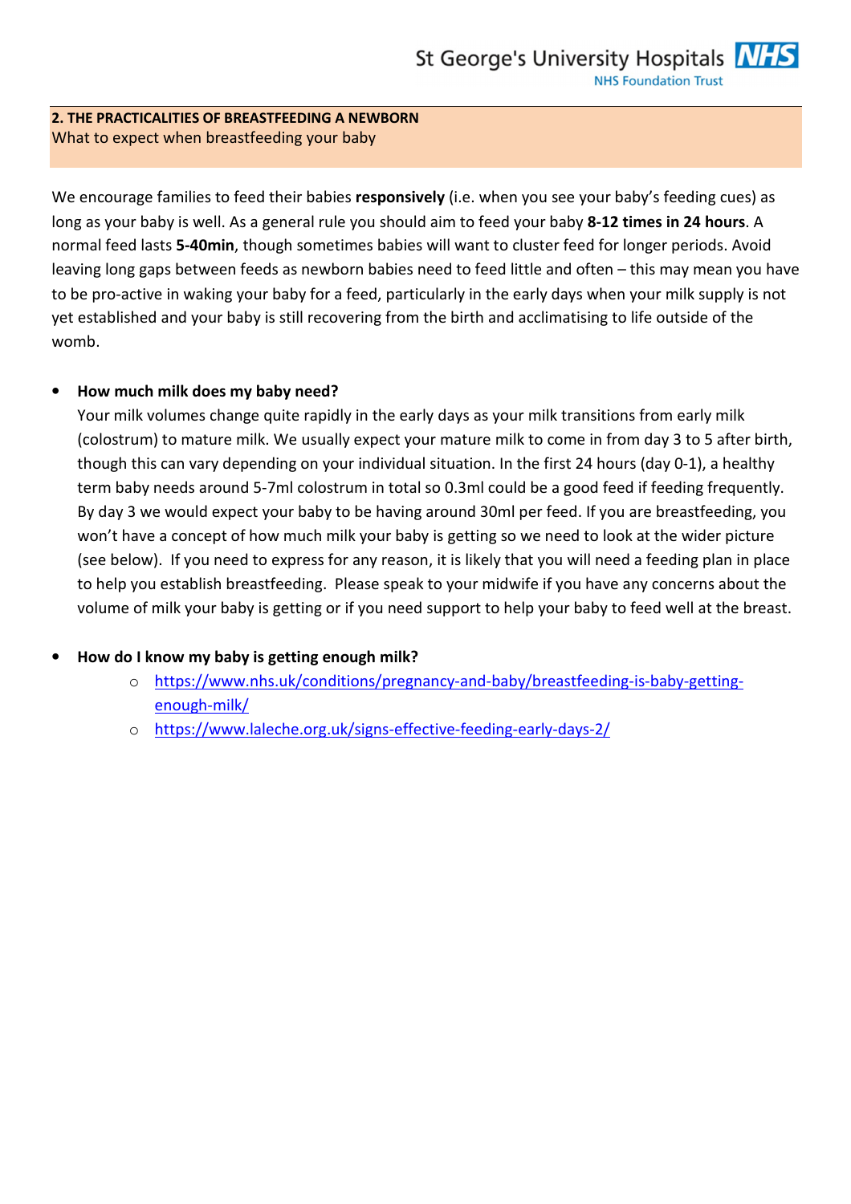## 2. THE PRACTICALITIES OF BREASTFEEDING A NEWBORN

What to expect when breastfeeding your baby

We encourage families to feed their babies **responsively** (i.e. when you see your baby's feeding cues) as long as your baby is well. As a general rule you should aim to feed your baby **8-12 times in 24 hours**. A normal feed lasts **5-40min**, though sometimes babies will want to cluster feed for longer periods. Avoid leaving long gaps between feeds as newborn babies need to feed little and often – this may mean you have to be pro-active in waking your baby for a feed, particularly in the early days when your milk supply is not yet established and your baby is still recovering from the birth and acclimatising to life outside of the womb.

- **How much milk does my baby need?**
  Your milk volumes change quite rapidly in the early days as your milk transitions from early milk (colostrum) to mature milk. We usually expect your mature milk to come in from day 3 to 5 after birth, though this can vary depending on your individual situation. In the first 24 hours (day 0-1), a healthy term baby needs around 5-7ml colostrum in total so 0.3ml could be a good feed if feeding frequently. By day 3 we would expect your baby to be having around 30ml per feed. If you are breastfeeding, you won't have a concept of how much milk your baby is getting so we need to look at the wider picture (see below). If you need to express for any reason, it is likely that you will need a feeding plan in place to help you establish breastfeeding. Please speak to your midwife if you have any concerns about the volume of milk your baby is getting or if you need support to help your baby to feed well at the breast.

- **How do I know my baby is getting enough milk?**
  - https://www.nhs.uk/conditions/pregnancy-and-baby/breastfeeding-is-baby-getting-enough-milk/
  - https://www.laleche.org.uk/signs-effective-feeding-early-days-2/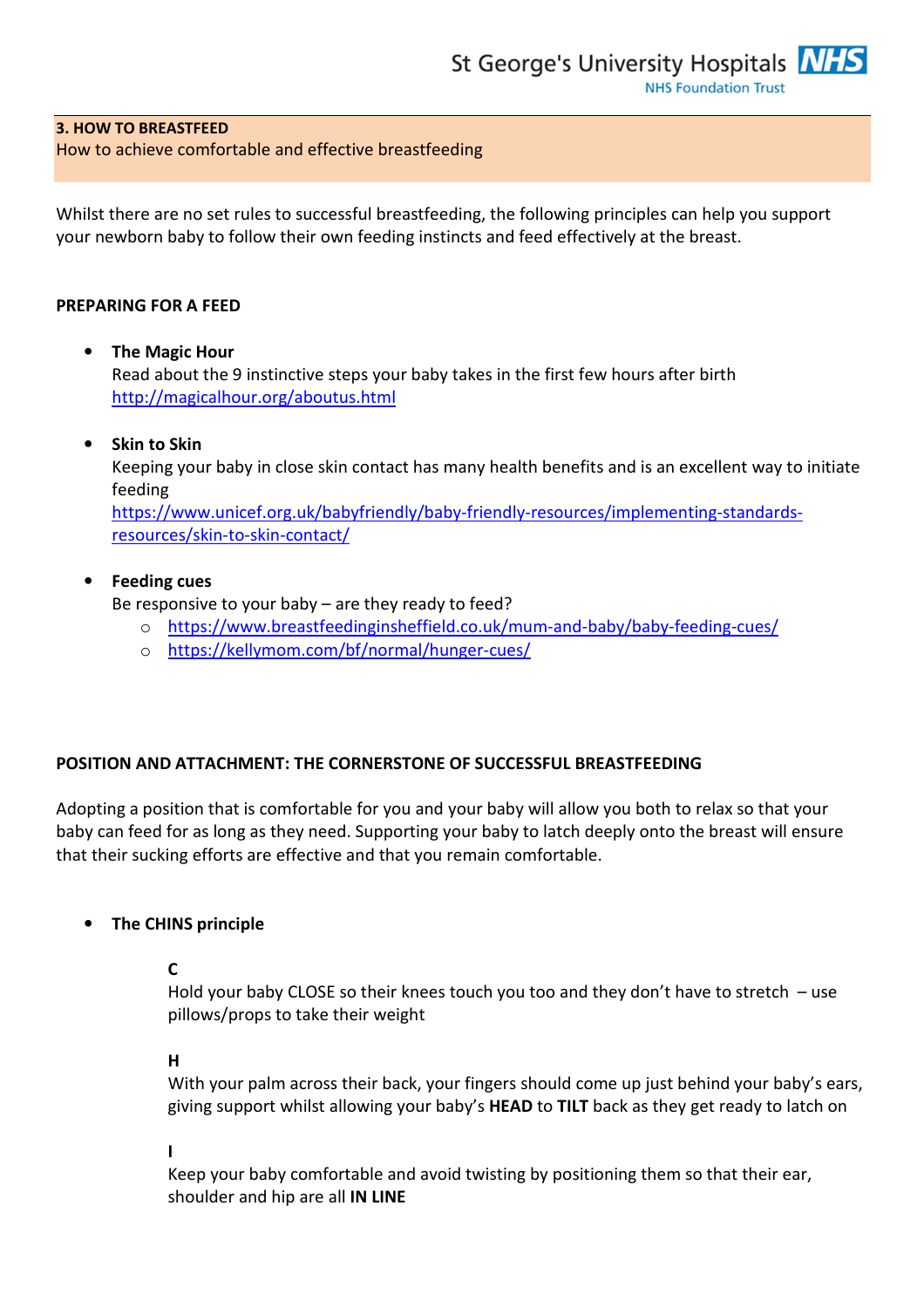## 3. HOW TO BREASTFEED

How to achieve comfortable and effective breastfeeding

Whilst there are no set rules to successful breastfeeding, the following principles can help you support your newborn baby to follow their own feeding instincts and feed effectively at the breast.

### PREPARING FOR A FEED

- **The Magic Hour**
  Read about the 9 instinctive steps your baby takes in the first few hours after birth
  http://magicalhour.org/aboutus.html

- **Skin to Skin**
  Keeping your baby in close skin contact has many health benefits and is an excellent way to initiate feeding
  https://www.unicef.org.uk/babyfriendly/baby-friendly-resources/implementing-standards-resources/skin-to-skin-contact/

- **Feeding cues**
  Be responsive to your baby – are they ready to feed?
  - https://www.breastfeedinginsheffield.co.uk/mum-and-baby/baby-feeding-cues/
  - https://kellymom.com/bf/normal/hunger-cues/

### POSITION AND ATTACHMENT: THE CORNERSTONE OF SUCCESSFUL BREASTFEEDING

Adopting a position that is comfortable for you and your baby will allow you both to relax so that your baby can feed for as long as they need. Supporting your baby to latch deeply onto the breast will ensure that their sucking efforts are effective and that you remain comfortable.

- **The CHINS principle**

  **C**
  Hold your baby CLOSE so their knees touch you too and they don't have to stretch – use pillows/props to take their weight

  **H**
  With your palm across their back, your fingers should come up just behind your baby's ears, giving support whilst allowing your baby's **HEAD** to **TILT** back as they get ready to latch on

  **I**
  Keep your baby comfortable and avoid twisting by positioning them so that their ear, shoulder and hip are all **IN LINE**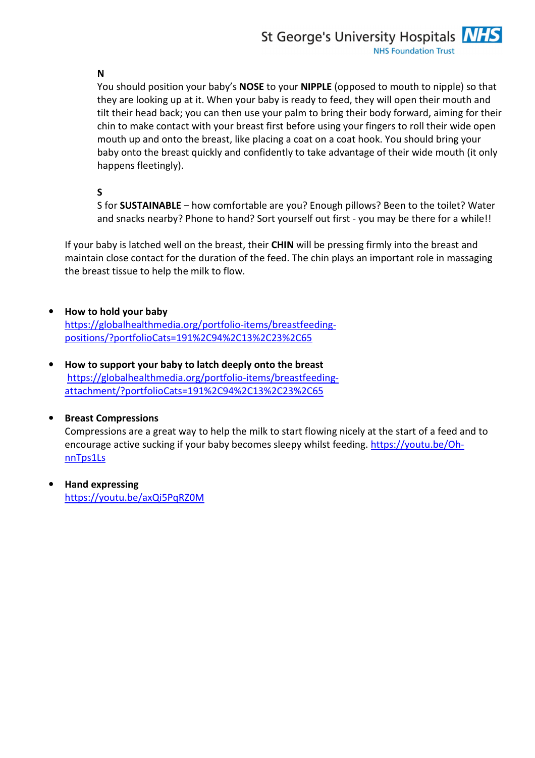**N**

You should position your baby's **NOSE** to your **NIPPLE** (opposed to mouth to nipple) so that they are looking up at it. When your baby is ready to feed, they will open their mouth and tilt their head back; you can then use your palm to bring their body forward, aiming for their chin to make contact with your breast first before using your fingers to roll their wide open mouth up and onto the breast, like placing a coat on a coat hook. You should bring your baby onto the breast quickly and confidently to take advantage of their wide mouth (it only happens fleetingly).

**S**

S for **SUSTAINABLE** – how comfortable are you? Enough pillows? Been to the toilet? Water and snacks nearby? Phone to hand? Sort yourself out first - you may be there for a while!!

If your baby is latched well on the breast, their **CHIN** will be pressing firmly into the breast and maintain close contact for the duration of the feed. The chin plays an important role in massaging the breast tissue to help the milk to flow.

- **How to hold your baby**
  https://globalhealthmedia.org/portfolio-items/breastfeeding-positions/?portfolioCats=191%2C94%2C13%2C23%2C65

- **How to support your baby to latch deeply onto the breast**
  https://globalhealthmedia.org/portfolio-items/breastfeeding-attachment/?portfolioCats=191%2C94%2C13%2C23%2C65

- **Breast Compressions**
  Compressions are a great way to help the milk to start flowing nicely at the start of a feed and to encourage active sucking if your baby becomes sleepy whilst feeding. https://youtu.be/Oh-nnTps1Ls

- **Hand expressing**
  https://youtu.be/axQi5PqRZ0M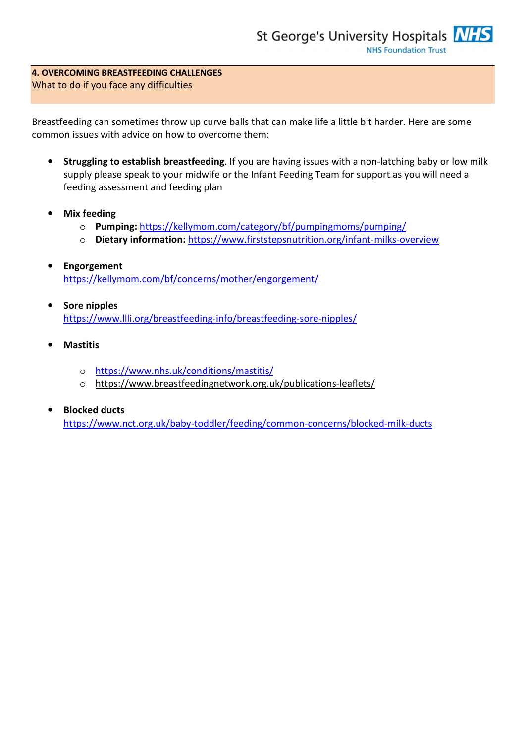## 4. OVERCOMING BREASTFEEDING CHALLENGES

What to do if you face any difficulties

Breastfeeding can sometimes throw up curve balls that can make life a little bit harder. Here are some common issues with advice on how to overcome them:

- **Struggling to establish breastfeeding**. If you are having issues with a non-latching baby or low milk supply please speak to your midwife or the Infant Feeding Team for support as you will need a feeding assessment and feeding plan

- **Mix feeding**
  - **Pumping:** https://kellymom.com/category/bf/pumpingmoms/pumping/
  - **Dietary information:** https://www.firststepsnutrition.org/infant-milks-overview

- **Engorgement**
  https://kellymom.com/bf/concerns/mother/engorgement/

- **Sore nipples**
  https://www.llli.org/breastfeeding-info/breastfeeding-sore-nipples/

- **Mastitis**
  - https://www.nhs.uk/conditions/mastitis/
  - https://www.breastfeedingnetwork.org.uk/publications-leaflets/

- **Blocked ducts**
  https://www.nct.org.uk/baby-toddler/feeding/common-concerns/blocked-milk-ducts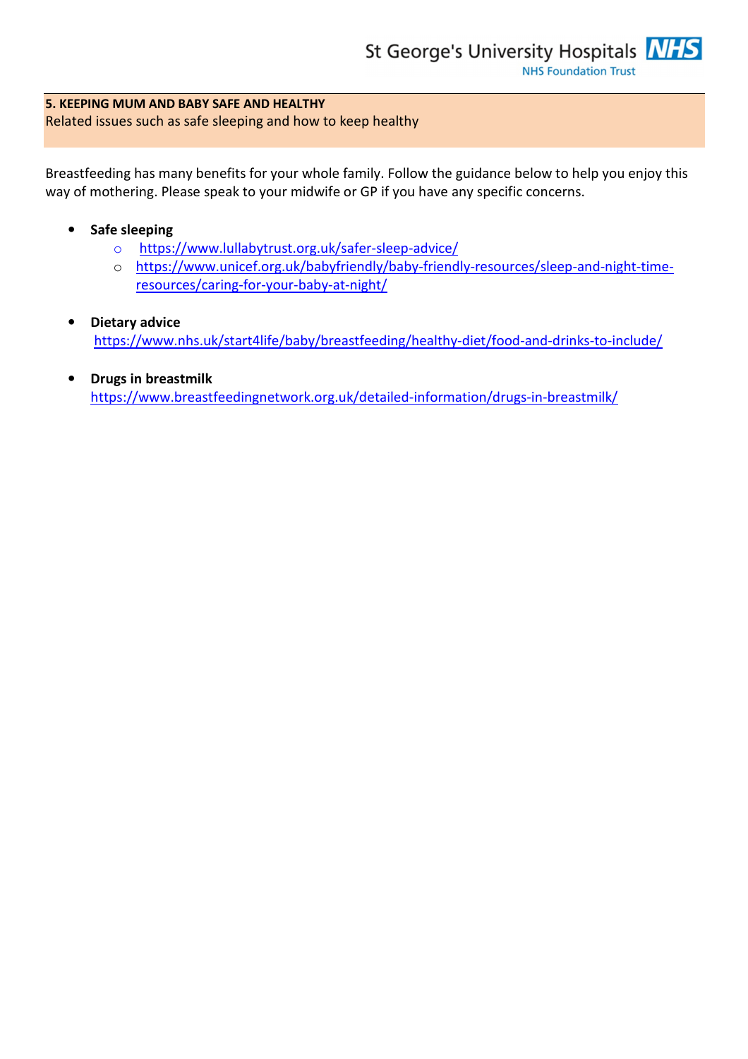**5. KEEPING MUM AND BABY SAFE AND HEALTHY**
Related issues such as safe sleeping and how to keep healthy

Breastfeeding has many benefits for your whole family. Follow the guidance below to help you enjoy this way of mothering. Please speak to your midwife or GP if you have any specific concerns.

- **Safe sleeping**
  - https://www.lullabytrust.org.uk/safer-sleep-advice/
  - https://www.unicef.org.uk/babyfriendly/baby-friendly-resources/sleep-and-night-time-resources/caring-for-your-baby-at-night/

- **Dietary advice**
  https://www.nhs.uk/start4life/baby/breastfeeding/healthy-diet/food-and-drinks-to-include/

- **Drugs in breastmilk**
  https://www.breastfeedingnetwork.org.uk/detailed-information/drugs-in-breastmilk/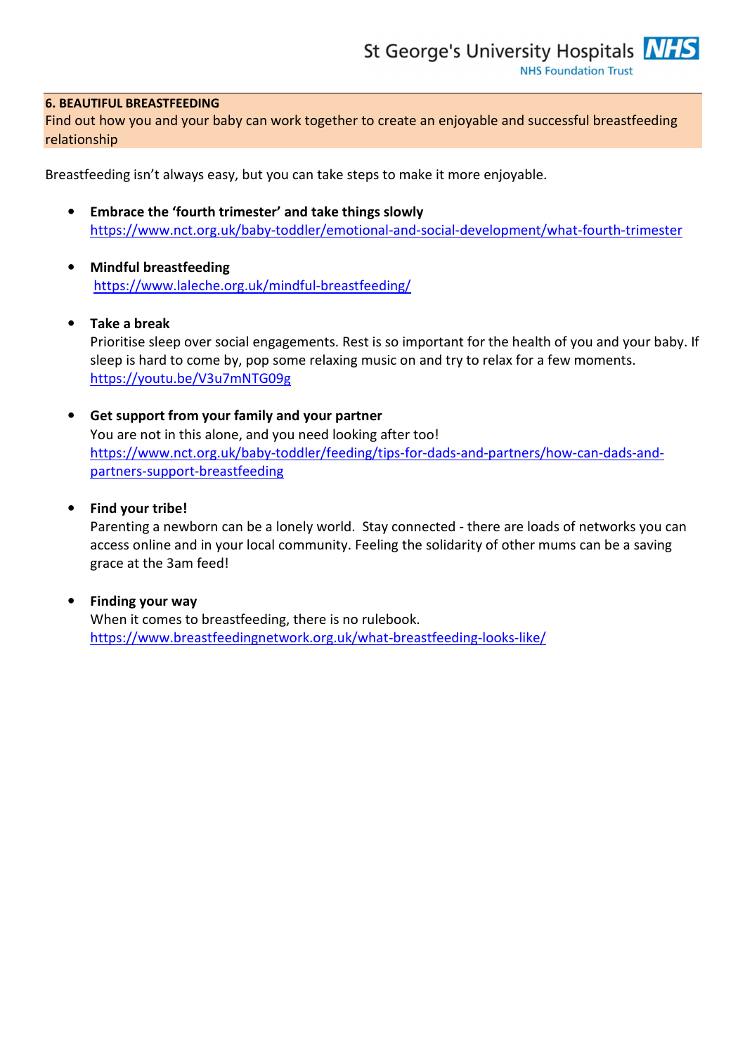## 6. BEAUTIFUL BREASTFEEDING

Find out how you and your baby can work together to create an enjoyable and successful breastfeeding relationship

Breastfeeding isn't always easy, but you can take steps to make it more enjoyable.

- **Embrace the 'fourth trimester' and take things slowly**
  https://www.nct.org.uk/baby-toddler/emotional-and-social-development/what-fourth-trimester

- **Mindful breastfeeding**
  https://www.laleche.org.uk/mindful-breastfeeding/

- **Take a break**
  Prioritise sleep over social engagements. Rest is so important for the health of you and your baby. If sleep is hard to come by, pop some relaxing music on and try to relax for a few moments.
  https://youtu.be/V3u7mNTG09g

- **Get support from your family and your partner**
  You are not in this alone, and you need looking after too!
  https://www.nct.org.uk/baby-toddler/feeding/tips-for-dads-and-partners/how-can-dads-and-partners-support-breastfeeding

- **Find your tribe!**
  Parenting a newborn can be a lonely world. Stay connected - there are loads of networks you can access online and in your local community. Feeling the solidarity of other mums can be a saving grace at the 3am feed!

- **Finding your way**
  When it comes to breastfeeding, there is no rulebook.
  https://www.breastfeedingnetwork.org.uk/what-breastfeeding-looks-like/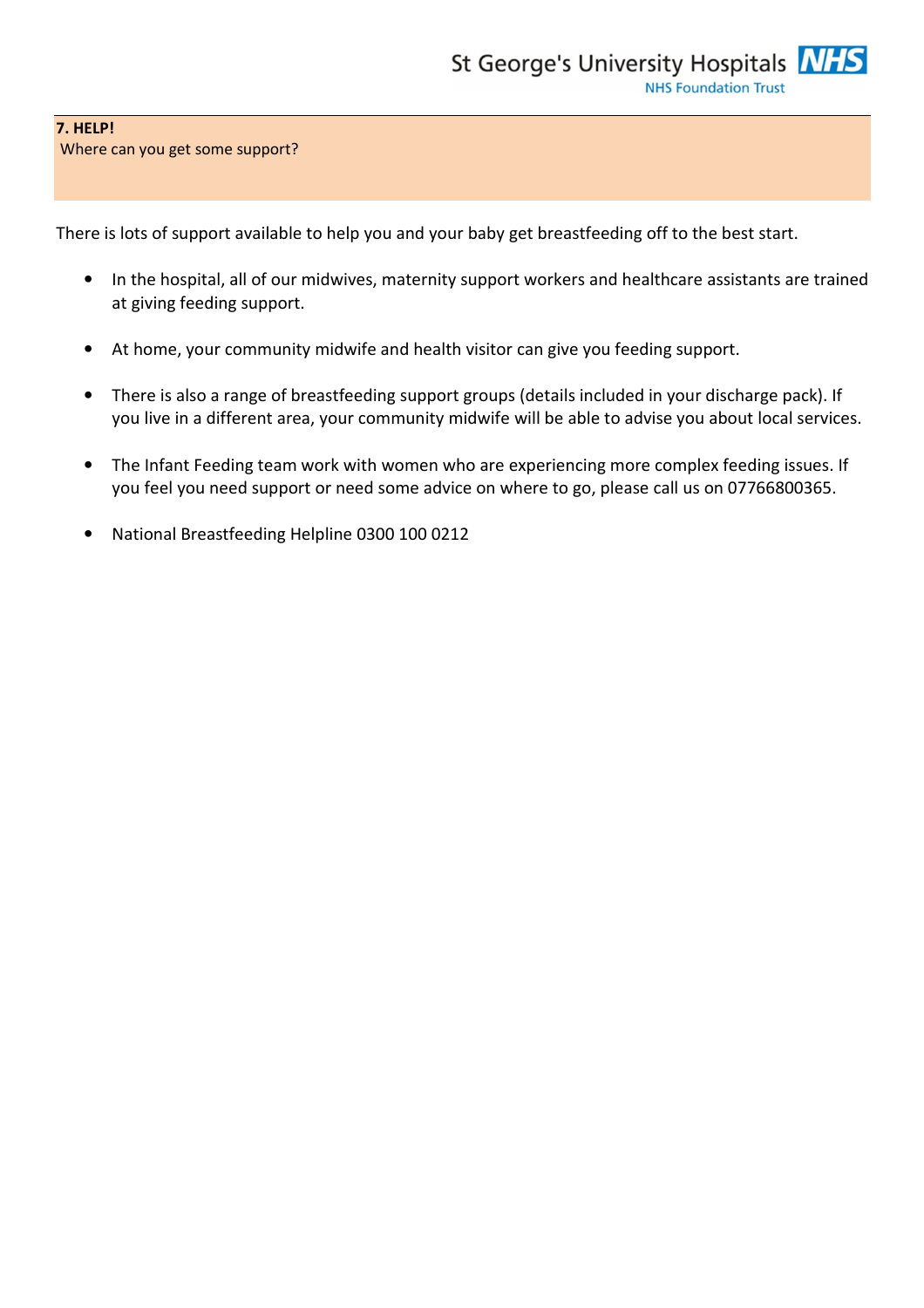## 7. HELP!

Where can you get some support?

There is lots of support available to help you and your baby get breastfeeding off to the best start.

- In the hospital, all of our midwives, maternity support workers and healthcare assistants are trained at giving feeding support.
- At home, your community midwife and health visitor can give you feeding support.
- There is also a range of breastfeeding support groups (details included in your discharge pack). If you live in a different area, your community midwife will be able to advise you about local services.
- The Infant Feeding team work with women who are experiencing more complex feeding issues. If you feel you need support or need some advice on where to go, please call us on 07766800365.
- National Breastfeeding Helpline 0300 100 0212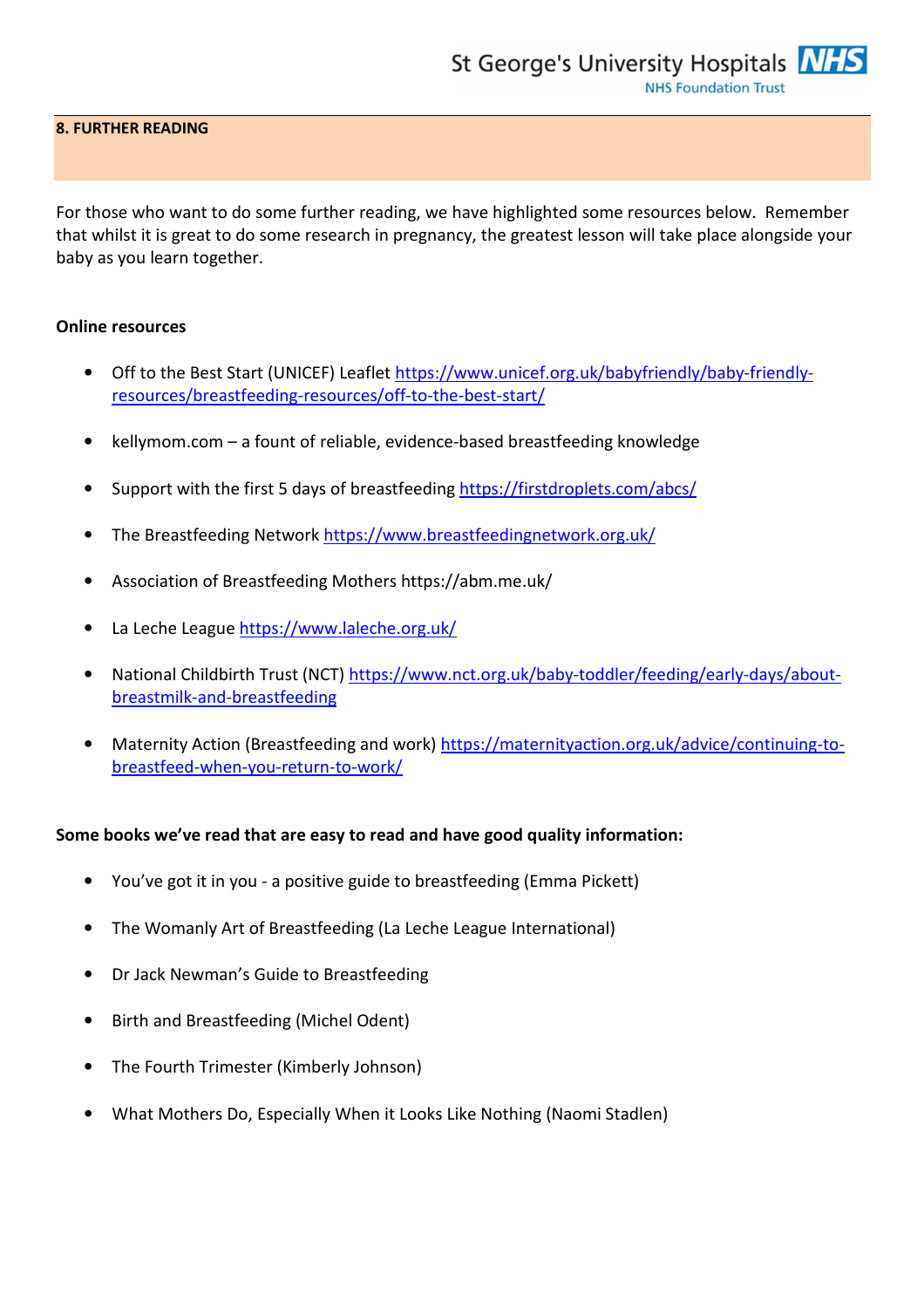## 8. FURTHER READING

For those who want to do some further reading, we have highlighted some resources below. Remember that whilst it is great to do some research in pregnancy, the greatest lesson will take place alongside your baby as you learn together.

**Online resources**

- Off to the Best Start (UNICEF) Leaflet https://www.unicef.org.uk/babyfriendly/baby-friendly-resources/breastfeeding-resources/off-to-the-best-start/
- kellymom.com – a fount of reliable, evidence-based breastfeeding knowledge
- Support with the first 5 days of breastfeeding https://firstdroplets.com/abcs/
- The Breastfeeding Network https://www.breastfeedingnetwork.org.uk/
- Association of Breastfeeding Mothers https://abm.me.uk/
- La Leche League https://www.laleche.org.uk/
- National Childbirth Trust (NCT) https://www.nct.org.uk/baby-toddler/feeding/early-days/about-breastmilk-and-breastfeeding
- Maternity Action (Breastfeeding and work) https://maternityaction.org.uk/advice/continuing-to-breastfeed-when-you-return-to-work/

**Some books we've read that are easy to read and have good quality information:**

- You've got it in you - a positive guide to breastfeeding (Emma Pickett)
- The Womanly Art of Breastfeeding (La Leche League International)
- Dr Jack Newman's Guide to Breastfeeding
- Birth and Breastfeeding (Michel Odent)
- The Fourth Trimester (Kimberly Johnson)
- What Mothers Do, Especially When it Looks Like Nothing (Naomi Stadlen)